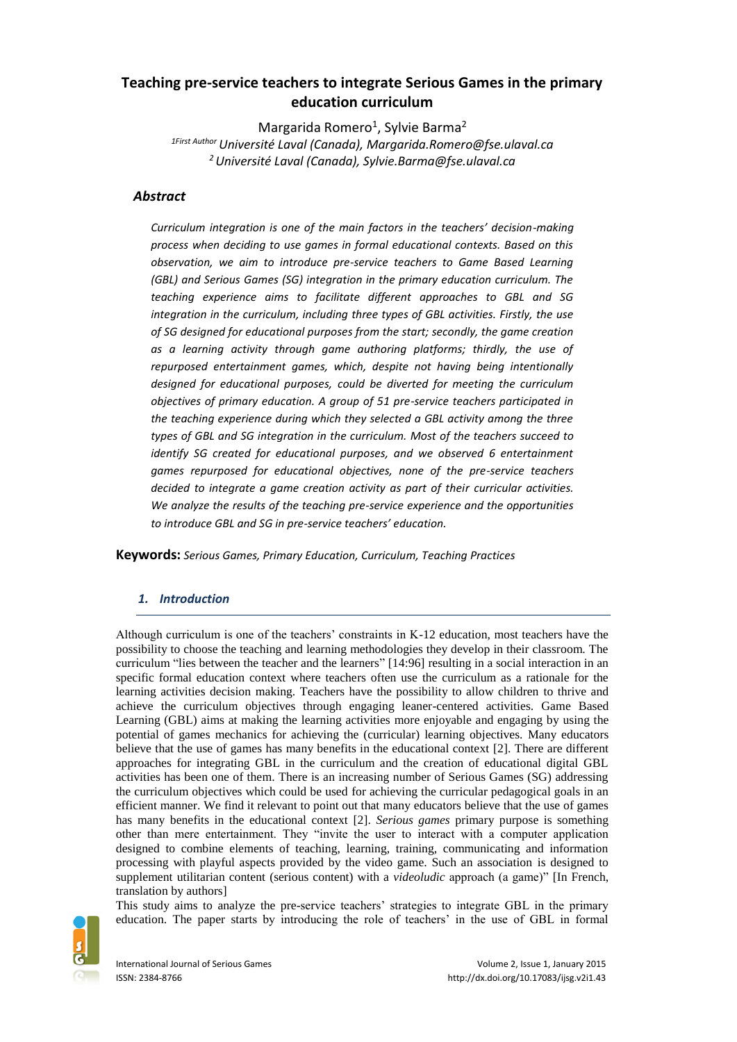# Teaching pre-service teachers to integrate Serious Games in the primary education curriculum

Margarida Romero[1], Sylvie Barma[2]

[1First Author] *Université Laval (Canada), Margarida.Romero@fse.ulaval.ca*

[2] *Université Laval (Canada), Sylvie.Barma@fse.ulaval.ca*

## *Abstract*

*Curriculum integration is one of the main factors in the teachers' decision-making process when deciding to use games in formal educational contexts. Based on this observation, we aim to introduce pre-service teachers to Game Based Learning (GBL) and Serious Games (SG) integration in the primary education curriculum. The teaching experience aims to facilitate different approaches to GBL and SG integration in the curriculum, including three types of GBL activities. Firstly, the use of SG designed for educational purposes from the start; secondly, the game creation as a learning activity through game authoring platforms; thirdly, the use of repurposed entertainment games, which, despite not having being intentionally designed for educational purposes, could be diverted for meeting the curriculum objectives of primary education. A group of 51 pre-service teachers participated in the teaching experience during which they selected a GBL activity among the three types of GBL and SG integration in the curriculum. Most of the teachers succeed to identify SG created for educational purposes, and we observed 6 entertainment games repurposed for educational objectives, none of the pre-service teachers decided to integrate a game creation activity as part of their curricular activities. We analyze the results of the teaching pre-service experience and the opportunities to introduce GBL and SG in pre-service teachers' education.*

**Keywords:** *Serious Games, Primary Education, Curriculum, Teaching Practices*

## *1. Introduction*

Although curriculum is one of the teachers' constraints in K-12 education, most teachers have the possibility to choose the teaching and learning methodologies they develop in their classroom. The curriculum "lies between the teacher and the learners" [14:96] resulting in a social interaction in an specific formal education context where teachers often use the curriculum as a rationale for the learning activities decision making. Teachers have the possibility to allow children to thrive and achieve the curriculum objectives through engaging leaner-centered activities. Game Based Learning (GBL) aims at making the learning activities more enjoyable and engaging by using the potential of games mechanics for achieving the (curricular) learning objectives. Many educators believe that the use of games has many benefits in the educational context [2]. There are different approaches for integrating GBL in the curriculum and the creation of educational digital GBL activities has been one of them. There is an increasing number of Serious Games (SG) addressing the curriculum objectives which could be used for achieving the curricular pedagogical goals in an efficient manner. We find it relevant to point out that many educators believe that the use of games has many benefits in the educational context [2]. *Serious games* primary purpose is something other than mere entertainment. They "invite the user to interact with a computer application designed to combine elements of teaching, learning, training, communicating and information processing with playful aspects provided by the video game. Such an association is designed to supplement utilitarian content (serious content) with a *videoludic* approach (a game)" [In French, translation by authors]

This study aims to analyze the pre-service teachers' strategies to integrate GBL in the primary education. The paper starts by introducing the role of teachers' in the use of GBL in formal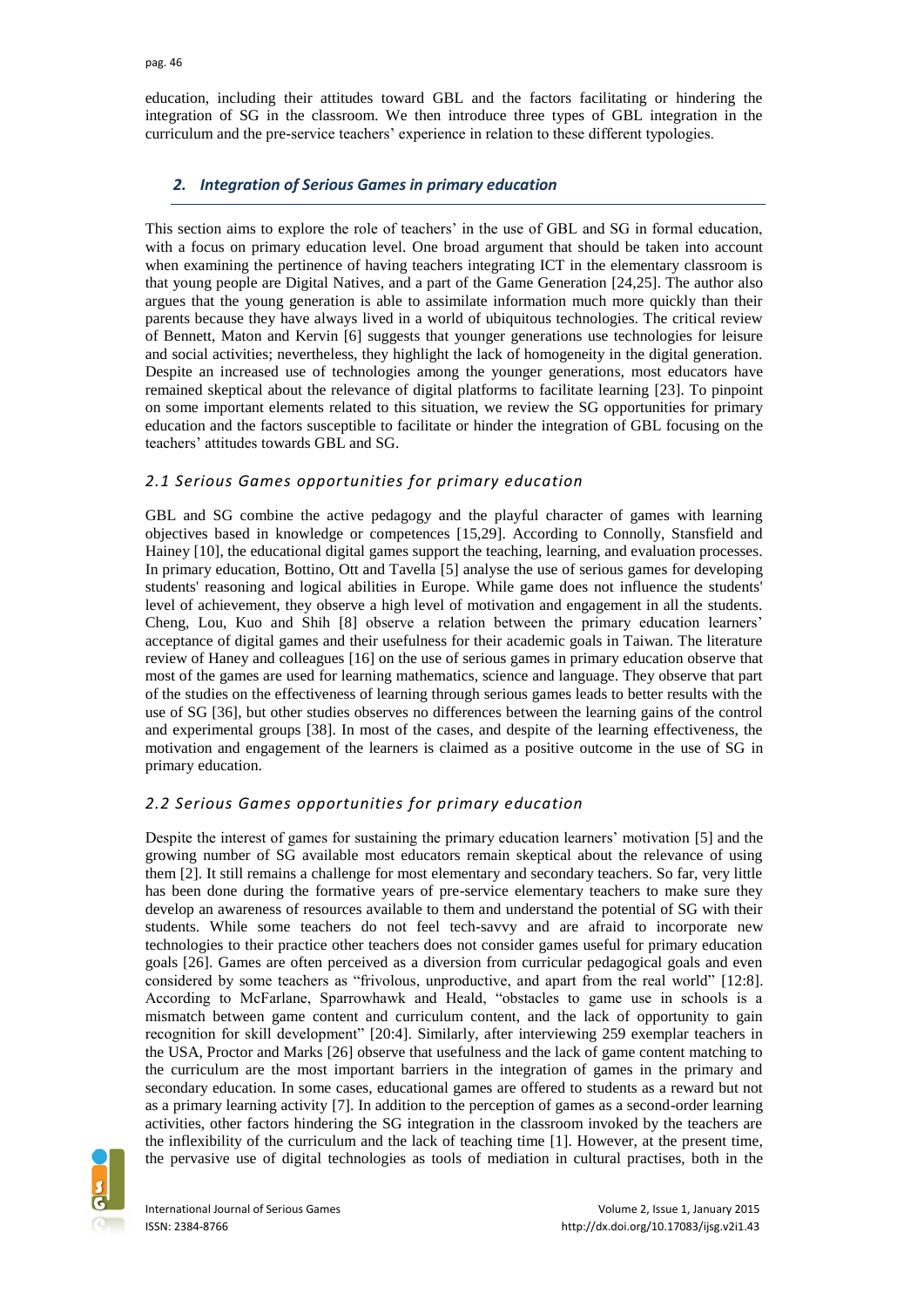education, including their attitudes toward GBL and the factors facilitating or hindering the integration of SG in the classroom. We then introduce three types of GBL integration in the curriculum and the pre-service teachers' experience in relation to these different typologies.

## *2. Integration of Serious Games in primary education*

This section aims to explore the role of teachers' in the use of GBL and SG in formal education, with a focus on primary education level. One broad argument that should be taken into account when examining the pertinence of having teachers integrating ICT in the elementary classroom is that young people are Digital Natives, and a part of the Game Generation [24,25]. The author also argues that the young generation is able to assimilate information much more quickly than their parents because they have always lived in a world of ubiquitous technologies. The critical review of Bennett, Maton and Kervin [6] suggests that younger generations use technologies for leisure and social activities; nevertheless, they highlight the lack of homogeneity in the digital generation. Despite an increased use of technologies among the younger generations, most educators have remained skeptical about the relevance of digital platforms to facilitate learning [23]. To pinpoint on some important elements related to this situation, we review the SG opportunities for primary education and the factors susceptible to facilitate or hinder the integration of GBL focusing on the teachers' attitudes towards GBL and SG.

### *2.1 Serious Games opportunities for primary education*

GBL and SG combine the active pedagogy and the playful character of games with learning objectives based in knowledge or competences [15,29]. According to Connolly, Stansfield and Hainey [10], the educational digital games support the teaching, learning, and evaluation processes. In primary education, Bottino, Ott and Tavella [5] analyse the use of serious games for developing students' reasoning and logical abilities in Europe. While game does not influence the students' level of achievement, they observe a high level of motivation and engagement in all the students. Cheng, Lou, Kuo and Shih [8] observe a relation between the primary education learners' acceptance of digital games and their usefulness for their academic goals in Taiwan. The literature review of Haney and colleagues [16] on the use of serious games in primary education observe that most of the games are used for learning mathematics, science and language. They observe that part of the studies on the effectiveness of learning through serious games leads to better results with the use of SG [36], but other studies observes no differences between the learning gains of the control and experimental groups [38]. In most of the cases, and despite of the learning effectiveness, the motivation and engagement of the learners is claimed as a positive outcome in the use of SG in primary education.

### *2.2 Serious Games opportunities for primary education*

Despite the interest of games for sustaining the primary education learners' motivation [5] and the growing number of SG available most educators remain skeptical about the relevance of using them [2]. It still remains a challenge for most elementary and secondary teachers. So far, very little has been done during the formative years of pre-service elementary teachers to make sure they develop an awareness of resources available to them and understand the potential of SG with their students. While some teachers do not feel tech-savvy and are afraid to incorporate new technologies to their practice other teachers does not consider games useful for primary education goals [26]. Games are often perceived as a diversion from curricular pedagogical goals and even considered by some teachers as "frivolous, unproductive, and apart from the real world" [12:8]. According to McFarlane, Sparrowhawk and Heald, "obstacles to game use in schools is a mismatch between game content and curriculum content, and the lack of opportunity to gain recognition for skill development" [20:4]. Similarly, after interviewing 259 exemplar teachers in the USA, Proctor and Marks [26] observe that usefulness and the lack of game content matching to the curriculum are the most important barriers in the integration of games in the primary and secondary education. In some cases, educational games are offered to students as a reward but not as a primary learning activity [7]. In addition to the perception of games as a second-order learning activities, other factors hindering the SG integration in the classroom invoked by the teachers are the inflexibility of the curriculum and the lack of teaching time [1]. However, at the present time, the pervasive use of digital technologies as tools of mediation in cultural practises, both in the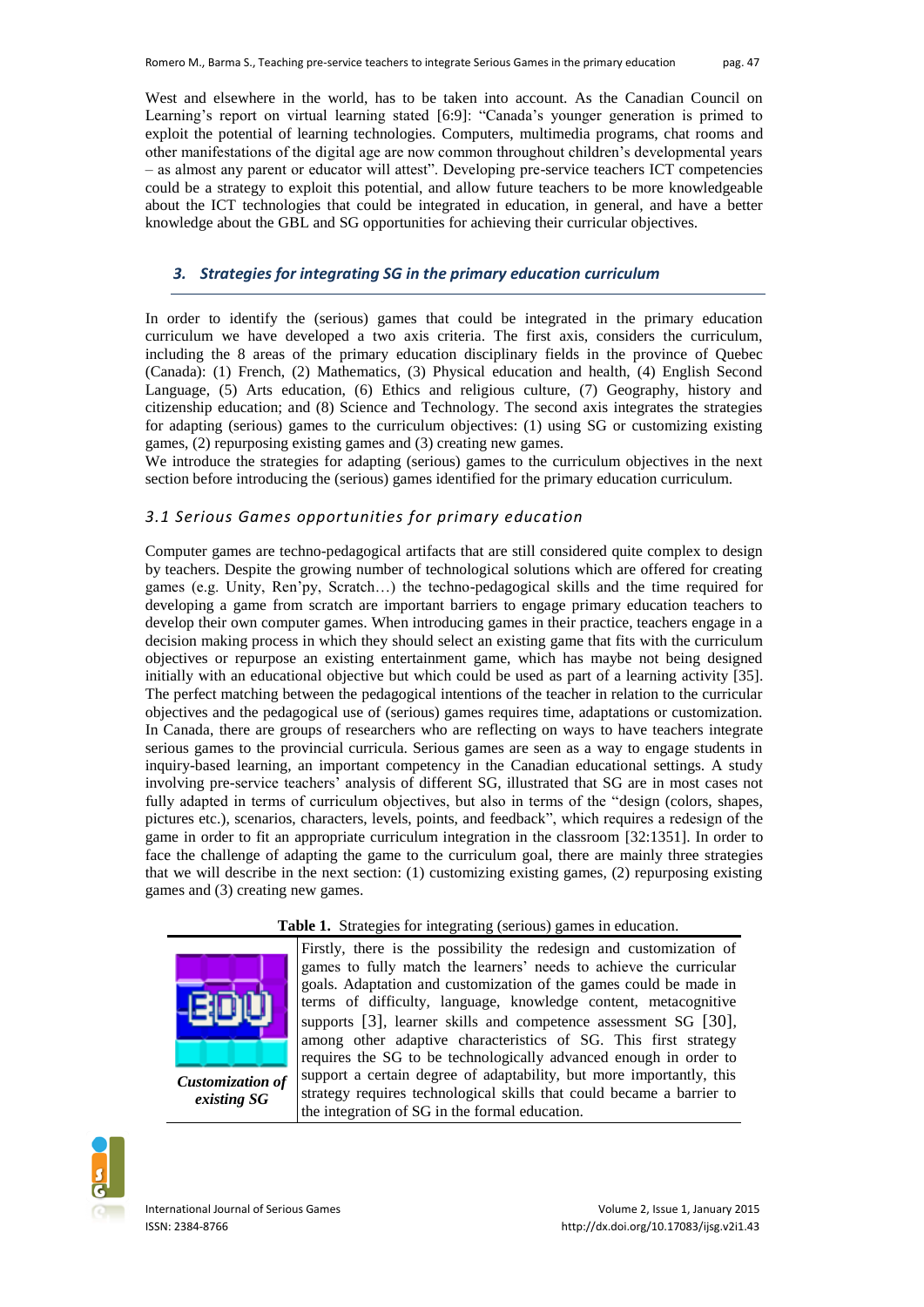West and elsewhere in the world, has to be taken into account. As the Canadian Council on Learning's report on virtual learning stated [6:9]: "Canada's younger generation is primed to exploit the potential of learning technologies. Computers, multimedia programs, chat rooms and other manifestations of the digital age are now common throughout children's developmental years – as almost any parent or educator will attest". Developing pre-service teachers ICT competencies could be a strategy to exploit this potential, and allow future teachers to be more knowledgeable about the ICT technologies that could be integrated in education, in general, and have a better knowledge about the GBL and SG opportunities for achieving their curricular objectives.

## 3. Strategies for integrating SG in the primary education curriculum

In order to identify the (serious) games that could be integrated in the primary education curriculum we have developed a two axis criteria. The first axis, considers the curriculum, including the 8 areas of the primary education disciplinary fields in the province of Quebec (Canada): (1) French, (2) Mathematics, (3) Physical education and health, (4) English Second Language, (5) Arts education, (6) Ethics and religious culture, (7) Geography, history and citizenship education; and (8) Science and Technology. The second axis integrates the strategies for adapting (serious) games to the curriculum objectives: (1) using SG or customizing existing games, (2) repurposing existing games and (3) creating new games.
We introduce the strategies for adapting (serious) games to the curriculum objectives in the next section before introducing the (serious) games identified for the primary education curriculum.

### 3.1 Serious Games opportunities for primary education

Computer games are techno-pedagogical artifacts that are still considered quite complex to design by teachers. Despite the growing number of technological solutions which are offered for creating games (e.g. Unity, Ren'py, Scratch…) the techno-pedagogical skills and the time required for developing a game from scratch are important barriers to engage primary education teachers to develop their own computer games. When introducing games in their practice, teachers engage in a decision making process in which they should select an existing game that fits with the curriculum objectives or repurpose an existing entertainment game, which has maybe not being designed initially with an educational objective but which could be used as part of a learning activity [35]. The perfect matching between the pedagogical intentions of the teacher in relation to the curricular objectives and the pedagogical use of (serious) games requires time, adaptations or customization. In Canada, there are groups of researchers who are reflecting on ways to have teachers integrate serious games to the provincial curricula. Serious games are seen as a way to engage students in inquiry-based learning, an important competency in the Canadian educational settings. A study involving pre-service teachers' analysis of different SG, illustrated that SG are in most cases not fully adapted in terms of curriculum objectives, but also in terms of the "design (colors, shapes, pictures etc.), scenarios, characters, levels, points, and feedback", which requires a redesign of the game in order to fit an appropriate curriculum integration in the classroom [32:1351]. In order to face the challenge of adapting the game to the curriculum goal, there are mainly three strategies that we will describe in the next section: (1) customizing existing games, (2) repurposing existing games and (3) creating new games.

**Table 1.** Strategies for integrating (serious) games in education.

| Strategy | Description |
|---|---|
| *Customization of existing SG* | Firstly, there is the possibility the redesign and customization of games to fully match the learners' needs to achieve the curricular goals. Adaptation and customization of the games could be made in terms of difficulty, language, knowledge content, metacognitive supports [3], learner skills and competence assessment SG [30], among other adaptive characteristics of SG. This first strategy requires the SG to be technologically advanced enough in order to support a certain degree of adaptability, but more importantly, this strategy requires technological skills that could became a barrier to the integration of SG in the formal education. |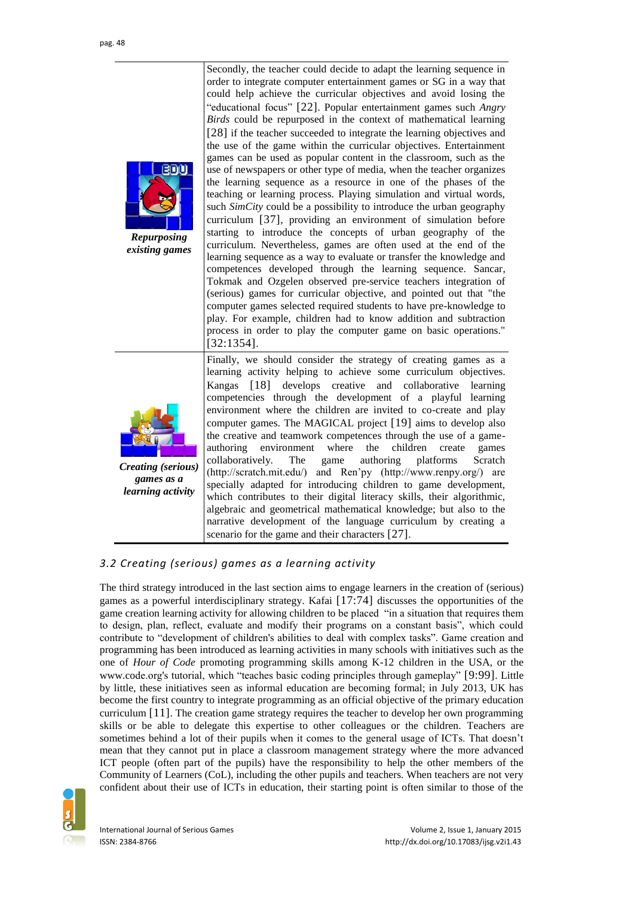| | |
|---|---|
| ***Repurposing existing games*** | Secondly, the teacher could decide to adapt the learning sequence in order to integrate computer entertainment games or SG in a way that could help achieve the curricular objectives and avoid losing the "educational focus" [22]. Popular entertainment games such *Angry Birds* could be repurposed in the context of mathematical learning [28] if the teacher succeeded to integrate the learning objectives and the use of the game within the curricular objectives. Entertainment games can be used as popular content in the classroom, such as the use of newspapers or other type of media, when the teacher organizes the learning sequence as a resource in one of the phases of the teaching or learning process. Playing simulation and virtual words, such *SimCity* could be a possibility to introduce the urban geography curriculum [37], providing an environment of simulation before starting to introduce the concepts of urban geography of the curriculum. Nevertheless, games are often used at the end of the learning sequence as a way to evaluate or transfer the knowledge and competences developed through the learning sequence. Sancar, Tokmak and Ozgelen observed pre-service teachers integration of (serious) games for curricular objective, and pointed out that "the computer games selected required students to have pre-knowledge to play. For example, children had to know addition and subtraction process in order to play the computer game on basic operations." [32:1354]. |
| ***Creating (serious) games as a learning activity*** | Finally, we should consider the strategy of creating games as a learning activity helping to achieve some curriculum objectives. Kangas [18] develops creative and collaborative learning competencies through the development of a playful learning environment where the children are invited to co-create and play computer games. The MAGICAL project [19] aims to develop also the creative and teamwork competences through the use of a game-authoring environment where the children create games collaboratively. The game authoring platforms Scratch (http://scratch.mit.edu/) and Ren'py (http://www.renpy.org/) are specially adapted for introducing children to game development, which contributes to their digital literacy skills, their algorithmic, algebraic and geometrical mathematical knowledge; but also to the narrative development of the language curriculum by creating a scenario for the game and their characters [27]. |

### 3.2 Creating (serious) games as a learning activity

The third strategy introduced in the last section aims to engage learners in the creation of (serious) games as a powerful interdisciplinary strategy. Kafai [17:74] discusses the opportunities of the game creation learning activity for allowing children to be placed "in a situation that requires them to design, plan, reflect, evaluate and modify their programs on a constant basis", which could contribute to "development of children's abilities to deal with complex tasks". Game creation and programming has been introduced as learning activities in many schools with initiatives such as the one of *Hour of Code* promoting programming skills among K-12 children in the USA, or the www.code.org's tutorial, which "teaches basic coding principles through gameplay" [9:99]. Little by little, these initiatives seen as informal education are becoming formal; in July 2013, UK has become the first country to integrate programming as an official objective of the primary education curriculum [11]. The creation game strategy requires the teacher to develop her own programming skills or be able to delegate this expertise to other colleagues or the children. Teachers are sometimes behind a lot of their pupils when it comes to the general usage of ICTs. That doesn't mean that they cannot put in place a classroom management strategy where the more advanced ICT people (often part of the pupils) have the responsibility to help the other members of the Community of Learners (CoL), including the other pupils and teachers. When teachers are not very confident about their use of ICTs in education, their starting point is often similar to those of the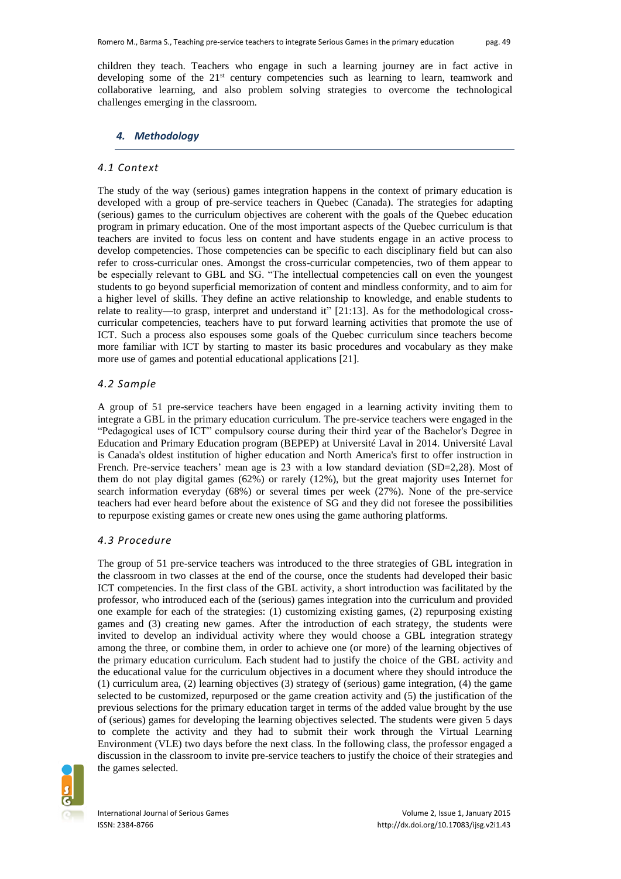children they teach. Teachers who engage in such a learning journey are in fact active in developing some of the 21st century competencies such as learning to learn, teamwork and collaborative learning, and also problem solving strategies to overcome the technological challenges emerging in the classroom.

## 4. Methodology

### 4.1 Context

The study of the way (serious) games integration happens in the context of primary education is developed with a group of pre-service teachers in Quebec (Canada). The strategies for adapting (serious) games to the curriculum objectives are coherent with the goals of the Quebec education program in primary education. One of the most important aspects of the Quebec curriculum is that teachers are invited to focus less on content and have students engage in an active process to develop competencies. Those competencies can be specific to each disciplinary field but can also refer to cross-curricular ones. Amongst the cross-curricular competencies, two of them appear to be especially relevant to GBL and SG. "The intellectual competencies call on even the youngest students to go beyond superficial memorization of content and mindless conformity, and to aim for a higher level of skills. They define an active relationship to knowledge, and enable students to relate to reality—to grasp, interpret and understand it" [21:13]. As for the methodological cross-curricular competencies, teachers have to put forward learning activities that promote the use of ICT. Such a process also espouses some goals of the Quebec curriculum since teachers become more familiar with ICT by starting to master its basic procedures and vocabulary as they make more use of games and potential educational applications [21].

### 4.2 Sample

A group of 51 pre-service teachers have been engaged in a learning activity inviting them to integrate a GBL in the primary education curriculum. The pre-service teachers were engaged in the "Pedagogical uses of ICT" compulsory course during their third year of the Bachelor's Degree in Education and Primary Education program (BEPEP) at Université Laval in 2014. Université Laval is Canada's oldest institution of higher education and North America's first to offer instruction in French. Pre-service teachers' mean age is 23 with a low standard deviation (SD=2,28). Most of them do not play digital games (62%) or rarely (12%), but the great majority uses Internet for search information everyday (68%) or several times per week (27%). None of the pre-service teachers had ever heard before about the existence of SG and they did not foresee the possibilities to repurpose existing games or create new ones using the game authoring platforms.

### 4.3 Procedure

The group of 51 pre-service teachers was introduced to the three strategies of GBL integration in the classroom in two classes at the end of the course, once the students had developed their basic ICT competencies. In the first class of the GBL activity, a short introduction was facilitated by the professor, who introduced each of the (serious) games integration into the curriculum and provided one example for each of the strategies: (1) customizing existing games, (2) repurposing existing games and (3) creating new games. After the introduction of each strategy, the students were invited to develop an individual activity where they would choose a GBL integration strategy among the three, or combine them, in order to achieve one (or more) of the learning objectives of the primary education curriculum. Each student had to justify the choice of the GBL activity and the educational value for the curriculum objectives in a document where they should introduce the (1) curriculum area, (2) learning objectives (3) strategy of (serious) game integration, (4) the game selected to be customized, repurposed or the game creation activity and (5) the justification of the previous selections for the primary education target in terms of the added value brought by the use of (serious) games for developing the learning objectives selected. The students were given 5 days to complete the activity and they had to submit their work through the Virtual Learning Environment (VLE) two days before the next class. In the following class, the professor engaged a discussion in the classroom to invite pre-service teachers to justify the choice of their strategies and the games selected.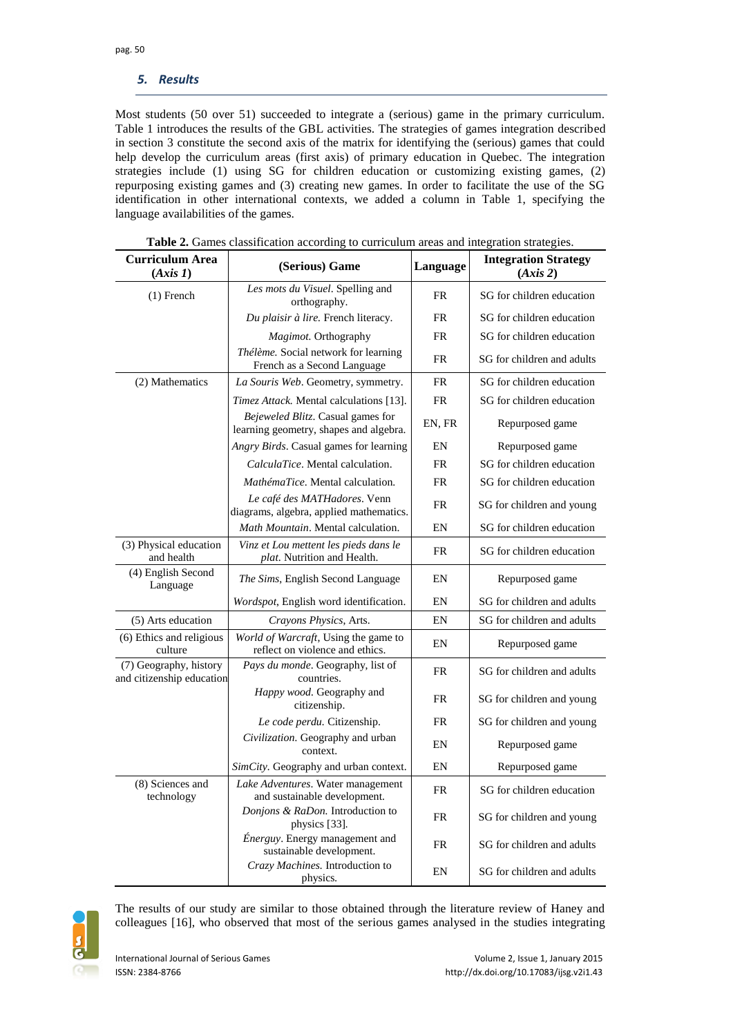## 5. Results

Most students (50 over 51) succeeded to integrate a (serious) game in the primary curriculum. Table 1 introduces the results of the GBL activities. The strategies of games integration described in section 3 constitute the second axis of the matrix for identifying the (serious) games that could help develop the curriculum areas (first axis) of primary education in Quebec. The integration strategies include (1) using SG for children education or customizing existing games, (2) repurposing existing games and (3) creating new games. In order to facilitate the use of the SG identification in other international contexts, we added a column in Table 1, specifying the language availabilities of the games.

**Table 2.** Games classification according to curriculum areas and integration strategies.

| Curriculum Area (*Axis 1*) | (Serious) Game | Language | Integration Strategy (*Axis 2*) |
|---|---|---|---|
| (1) French | *Les mots du Visuel*. Spelling and orthography. | FR | SG for children education |
| | *Du plaisir à lire*. French literacy. | FR | SG for children education |
| | *Magimot*. Orthography | FR | SG for children education |
| | *Thélème*. Social network for learning French as a Second Language | FR | SG for children and adults |
| (2) Mathematics | *La Souris Web*. Geometry, symmetry. | FR | SG for children education |
| | *Timez Attack*. Mental calculations [13]. | FR | SG for children education |
| | *Bejeweled Blitz*. Casual games for learning geometry, shapes and algebra. | EN, FR | Repurposed game |
| | *Angry Birds*. Casual games for learning | EN | Repurposed game |
| | *CalculaTice*. Mental calculation. | FR | SG for children education |
| | *MathémaTice*. Mental calculation. | FR | SG for children education |
| | *Le café des MATHadores*. Venn diagrams, algebra, applied mathematics. | FR | SG for children and young |
| | *Math Mountain*. Mental calculation. | EN | SG for children education |
| (3) Physical education and health | *Vinz et Lou mettent les pieds dans le plat*. Nutrition and Health. | FR | SG for children education |
| (4) English Second Language | *The Sims*, English Second Language | EN | Repurposed game |
| | *Wordspot*, English word identification. | EN | SG for children and adults |
| (5) Arts education | *Crayons Physics*, Arts. | EN | SG for children and adults |
| (6) Ethics and religious culture | *World of Warcraft*, Using the game to reflect on violence and ethics. | EN | Repurposed game |
| (7) Geography, history and citizenship education | *Pays du monde*. Geography, list of countries. | FR | SG for children and adults |
| | *Happy wood*. Geography and citizenship. | FR | SG for children and young |
| | *Le code perdu*. Citizenship. | FR | SG for children and young |
| | *Civilization*. Geography and urban context. | EN | Repurposed game |
| | *SimCity*. Geography and urban context. | EN | Repurposed game |
| (8) Sciences and technology | *Lake Adventures*. Water management and sustainable development. | FR | SG for children education |
| | *Donjons & RaDon*. Introduction to physics [33]. | FR | SG for children and young |
| | *Énerguy*. Energy management and sustainable development. | FR | SG for children and adults |
| | *Crazy Machines*. Introduction to physics. | EN | SG for children and adults |

The results of our study are similar to those obtained through the literature review of Haney and colleagues [16], who observed that most of the serious games analysed in the studies integrating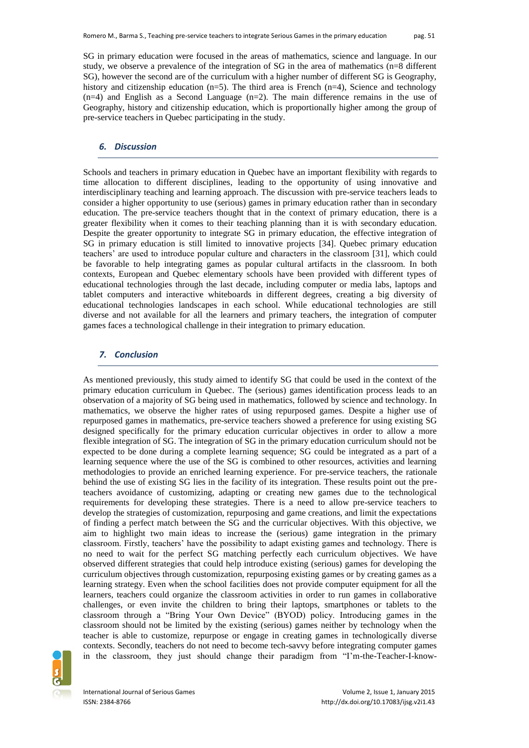SG in primary education were focused in the areas of mathematics, science and language. In our study, we observe a prevalence of the integration of SG in the area of mathematics (n=8 different SG), however the second are of the curriculum with a higher number of different SG is Geography, history and citizenship education (n=5). The third area is French (n=4), Science and technology (n=4) and English as a Second Language (n=2). The main difference remains in the use of Geography, history and citizenship education, which is proportionally higher among the group of pre-service teachers in Quebec participating in the study.

## *6. Discussion*

Schools and teachers in primary education in Quebec have an important flexibility with regards to time allocation to different disciplines, leading to the opportunity of using innovative and interdisciplinary teaching and learning approach. The discussion with pre-service teachers leads to consider a higher opportunity to use (serious) games in primary education rather than in secondary education. The pre-service teachers thought that in the context of primary education, there is a greater flexibility when it comes to their teaching planning than it is with secondary education. Despite the greater opportunity to integrate SG in primary education, the effective integration of SG in primary education is still limited to innovative projects [34]. Quebec primary education teachers' are used to introduce popular culture and characters in the classroom [31], which could be favorable to help integrating games as popular cultural artifacts in the classroom. In both contexts, European and Quebec elementary schools have been provided with different types of educational technologies through the last decade, including computer or media labs, laptops and tablet computers and interactive whiteboards in different degrees, creating a big diversity of educational technologies landscapes in each school. While educational technologies are still diverse and not available for all the learners and primary teachers, the integration of computer games faces a technological challenge in their integration to primary education.

## *7. Conclusion*

As mentioned previously, this study aimed to identify SG that could be used in the context of the primary education curriculum in Quebec. The (serious) games identification process leads to an observation of a majority of SG being used in mathematics, followed by science and technology. In mathematics, we observe the higher rates of using repurposed games. Despite a higher use of repurposed games in mathematics, pre-service teachers showed a preference for using existing SG designed specifically for the primary education curricular objectives in order to allow a more flexible integration of SG. The integration of SG in the primary education curriculum should not be expected to be done during a complete learning sequence; SG could be integrated as a part of a learning sequence where the use of the SG is combined to other resources, activities and learning methodologies to provide an enriched learning experience. For pre-service teachers, the rationale behind the use of existing SG lies in the facility of its integration. These results point out the pre-teachers avoidance of customizing, adapting or creating new games due to the technological requirements for developing these strategies. There is a need to allow pre-service teachers to develop the strategies of customization, repurposing and game creations, and limit the expectations of finding a perfect match between the SG and the curricular objectives. With this objective, we aim to highlight two main ideas to increase the (serious) game integration in the primary classroom. Firstly, teachers' have the possibility to adapt existing games and technology. There is no need to wait for the perfect SG matching perfectly each curriculum objectives. We have observed different strategies that could help introduce existing (serious) games for developing the curriculum objectives through customization, repurposing existing games or by creating games as a learning strategy. Even when the school facilities does not provide computer equipment for all the learners, teachers could organize the classroom activities in order to run games in collaborative challenges, or even invite the children to bring their laptops, smartphones or tablets to the classroom through a "Bring Your Own Device" (BYOD) policy. Introducing games in the classroom should not be limited by the existing (serious) games neither by technology when the teacher is able to customize, repurpose or engage in creating games in technologically diverse contexts. Secondly, teachers do not need to become tech-savvy before integrating computer games in the classroom, they just should change their paradigm from "I'm-the-Teacher-I-know-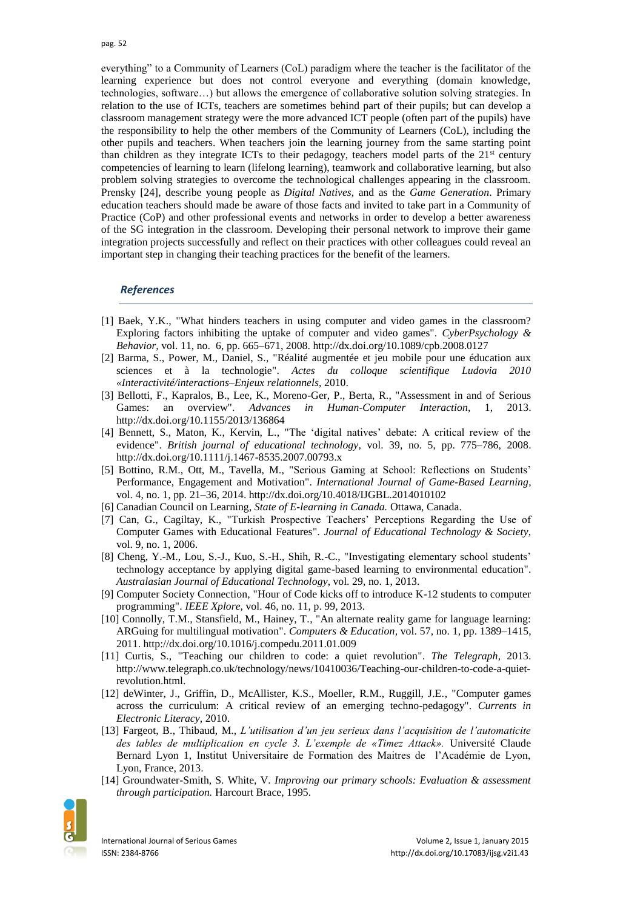everything" to a Community of Learners (CoL) paradigm where the teacher is the facilitator of the learning experience but does not control everyone and everything (domain knowledge, technologies, software…) but allows the emergence of collaborative solution solving strategies. In relation to the use of ICTs, teachers are sometimes behind part of their pupils; but can develop a classroom management strategy were the more advanced ICT people (often part of the pupils) have the responsibility to help the other members of the Community of Learners (CoL), including the other pupils and teachers. When teachers join the learning journey from the same starting point than children as they integrate ICTs to their pedagogy, teachers model parts of the 21st century competencies of learning to learn (lifelong learning), teamwork and collaborative learning, but also problem solving strategies to overcome the technological challenges appearing in the classroom. Prensky [24], describe young people as *Digital Natives*, and as the *Game Generation*. Primary education teachers should made be aware of those facts and invited to take part in a Community of Practice (CoP) and other professional events and networks in order to develop a better awareness of the SG integration in the classroom. Developing their personal network to improve their game integration projects successfully and reflect on their practices with other colleagues could reveal an important step in changing their teaching practices for the benefit of the learners.

## References

[1] Baek, Y.K., "What hinders teachers in using computer and video games in the classroom? Exploring factors inhibiting the uptake of computer and video games". *CyberPsychology & Behavior*, vol. 11, no. 6, pp. 665–671, 2008. http://dx.doi.org/10.1089/cpb.2008.0127

[2] Barma, S., Power, M., Daniel, S., "Réalité augmentée et jeu mobile pour une éducation aux sciences et à la technologie". *Actes du colloque scientifique Ludovia 2010 «Interactivité/interactions–Enjeux relationnels*, 2010.

[3] Bellotti, F., Kapralos, B., Lee, K., Moreno-Ger, P., Berta, R., "Assessment in and of Serious Games: an overview". *Advances in Human-Computer Interaction*, 1, 2013. http://dx.doi.org/10.1155/2013/136864

[4] Bennett, S., Maton, K., Kervin, L., "The 'digital natives' debate: A critical review of the evidence". *British journal of educational technology*, vol. 39, no. 5, pp. 775–786, 2008. http://dx.doi.org/10.1111/j.1467-8535.2007.00793.x

[5] Bottino, R.M., Ott, M., Tavella, M., "Serious Gaming at School: Reflections on Students' Performance, Engagement and Motivation". *International Journal of Game-Based Learning*, vol. 4, no. 1, pp. 21–36, 2014. http://dx.doi.org/10.4018/IJGBL.2014010102

[6] Canadian Council on Learning, *State of E-learning in Canada.* Ottawa, Canada.

[7] Can, G., Cagiltay, K., "Turkish Prospective Teachers' Perceptions Regarding the Use of Computer Games with Educational Features". *Journal of Educational Technology & Society*, vol. 9, no. 1, 2006.

[8] Cheng, Y.-M., Lou, S.-J., Kuo, S.-H., Shih, R.-C., "Investigating elementary school students' technology acceptance by applying digital game-based learning to environmental education". *Australasian Journal of Educational Technology*, vol. 29, no. 1, 2013.

[9] Computer Society Connection, "Hour of Code kicks off to introduce K-12 students to computer programming". *IEEE Xplore*, vol. 46, no. 11, p. 99, 2013.

[10] Connolly, T.M., Stansfield, M., Hainey, T., "An alternate reality game for language learning: ARGuing for multilingual motivation". *Computers & Education*, vol. 57, no. 1, pp. 1389–1415, 2011. http://dx.doi.org/10.1016/j.compedu.2011.01.009

[11] Curtis, S., "Teaching our children to code: a quiet revolution". *The Telegraph*, 2013. http://www.telegraph.co.uk/technology/news/10410036/Teaching-our-children-to-code-a-quiet-revolution.html.

[12] deWinter, J., Griffin, D., McAllister, K.S., Moeller, R.M., Ruggill, J.E., "Computer games across the curriculum: A critical review of an emerging techno-pedagogy". *Currents in Electronic Literacy*, 2010.

[13] Fargeot, B., Thibaud, M., *L'utilisation d'un jeu serieux dans l'acquisition de l'automaticite des tables de multiplication en cycle 3. L'exemple de «Timez Attack».* Université Claude Bernard Lyon 1, Institut Universitaire de Formation des Maitres de l'Académie de Lyon, Lyon, France, 2013.

[14] Groundwater-Smith, S. White, V. *Improving our primary schools: Evaluation & assessment through participation.* Harcourt Brace, 1995.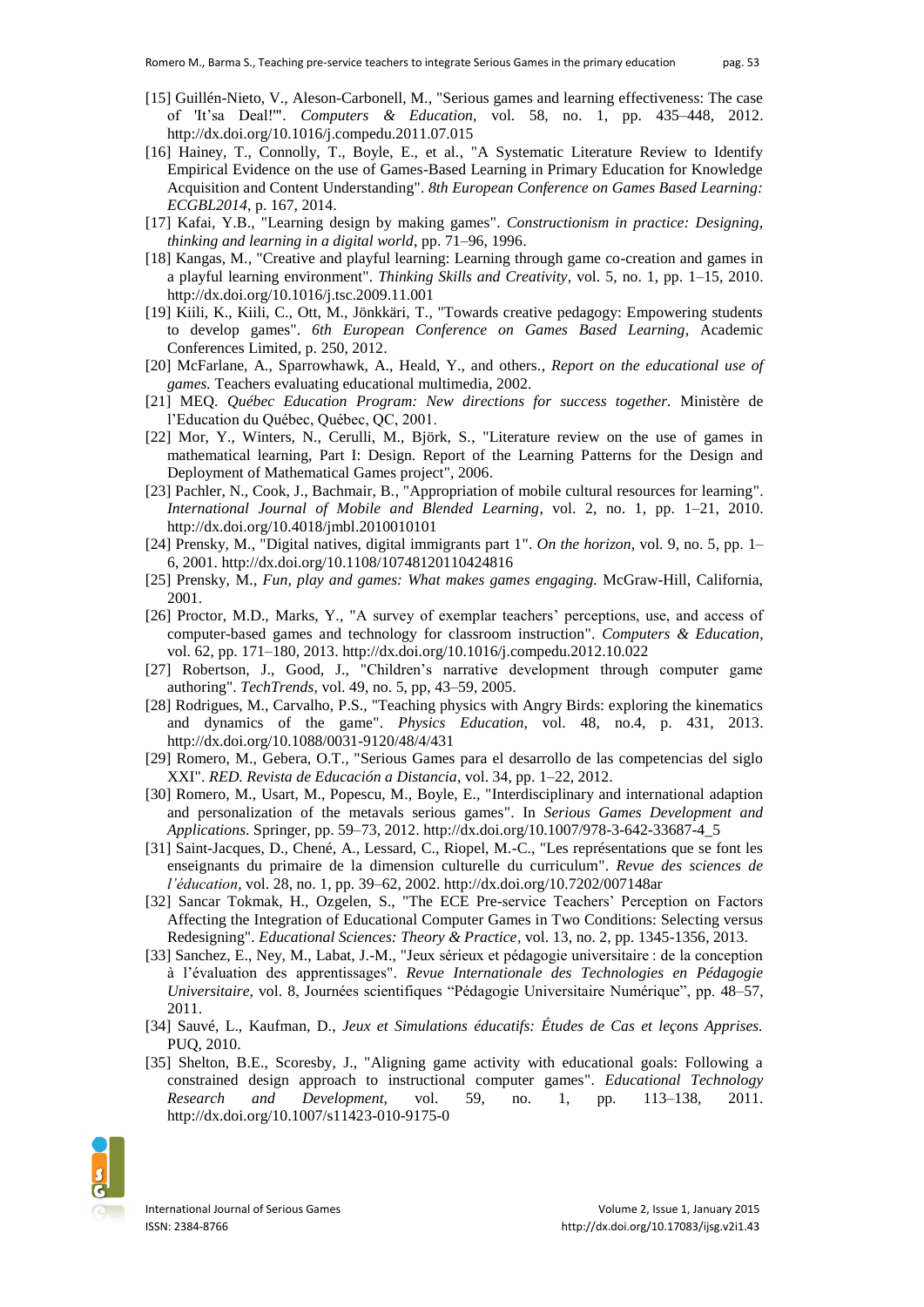[15] Guillén-Nieto, V., Aleson-Carbonell, M., "Serious games and learning effectiveness: The case of 'It'sa Deal!'". *Computers & Education*, vol. 58, no. 1, pp. 435–448, 2012. http://dx.doi.org/10.1016/j.compedu.2011.07.015

[16] Hainey, T., Connolly, T., Boyle, E., et al., "A Systematic Literature Review to Identify Empirical Evidence on the use of Games-Based Learning in Primary Education for Knowledge Acquisition and Content Understanding". *8th European Conference on Games Based Learning: ECGBL2014*, p. 167, 2014.

[17] Kafai, Y.B., "Learning design by making games". *Constructionism in practice: Designing, thinking and learning in a digital world*, pp. 71–96, 1996.

[18] Kangas, M., "Creative and playful learning: Learning through game co-creation and games in a playful learning environment". *Thinking Skills and Creativity*, vol. 5, no. 1, pp. 1–15, 2010. http://dx.doi.org/10.1016/j.tsc.2009.11.001

[19] Kiili, K., Kiili, C., Ott, M., Jönkkäri, T., "Towards creative pedagogy: Empowering students to develop games". *6th European Conference on Games Based Learning*, Academic Conferences Limited, p. 250, 2012.

[20] McFarlane, A., Sparrowhawk, A., Heald, Y., and others., *Report on the educational use of games.* Teachers evaluating educational multimedia, 2002.

[21] MEQ. *Québec Education Program: New directions for success together.* Ministère de l'Education du Québec, QC, 2001.

[22] Mor, Y., Winters, N., Cerulli, M., Björk, S., "Literature review on the use of games in mathematical learning, Part I: Design. Report of the Learning Patterns for the Design and Deployment of Mathematical Games project", 2006.

[23] Pachler, N., Cook, J., Bachmair, B., "Appropriation of mobile cultural resources for learning". *International Journal of Mobile and Blended Learning*, vol. 2, no. 1, pp. 1–21, 2010. http://dx.doi.org/10.4018/jmbl.2010010101

[24] Prensky, M., "Digital natives, digital immigrants part 1". *On the horizon*, vol. 9, no. 5, pp. 1–6, 2001. http://dx.doi.org/10.1108/10748120110424816

[25] Prensky, M., *Fun, play and games: What makes games engaging.* McGraw-Hill, California, 2001.

[26] Proctor, M.D., Marks, Y., "A survey of exemplar teachers' perceptions, use, and access of computer-based games and technology for classroom instruction". *Computers & Education*, vol. 62, pp. 171–180, 2013. http://dx.doi.org/10.1016/j.compedu.2012.10.022

[27] Robertson, J., Good, J., "Children's narrative development through computer game authoring". *TechTrends*, vol. 49, no. 5, pp, 43–59, 2005.

[28] Rodrigues, M., Carvalho, P.S., "Teaching physics with Angry Birds: exploring the kinematics and dynamics of the game". *Physics Education*, vol. 48, no.4, p. 431, 2013. http://dx.doi.org/10.1088/0031-9120/48/4/431

[29] Romero, M., Gebera, O.T., "Serious Games para el desarrollo de las competencias del siglo XXI". *RED. Revista de Educación a Distancia*, vol. 34, pp. 1–22, 2012.

[30] Romero, M., Usart, M., Popescu, M., Boyle, E., "Interdisciplinary and international adaption and personalization of the metavals serious games". In *Serious Games Development and Applications*. Springer, pp. 59–73, 2012. http://dx.doi.org/10.1007/978-3-642-33687-4_5

[31] Saint-Jacques, D., Chené, A., Lessard, C., Riopel, M.-C., "Les représentations que se font les enseignants du primaire de la dimension culturelle du curriculum". *Revue des sciences de l'éducation*, vol. 28, no. 1, pp. 39–62, 2002. http://dx.doi.org/10.7202/007148ar

[32] Sancar Tokmak, H., Ozgelen, S., "The ECE Pre-service Teachers' Perception on Factors Affecting the Integration of Educational Computer Games in Two Conditions: Selecting versus Redesigning". *Educational Sciences: Theory & Practice*, vol. 13, no. 2, pp. 1345-1356, 2013.

[33] Sanchez, E., Ney, M., Labat, J.-M., "Jeux sérieux et pédagogie universitaire : de la conception à l'évaluation des apprentissages". *Revue Internationale des Technologies en Pédagogie Universitaire*, vol. 8, Journées scientifiques "Pédagogie Universitaire Numérique", pp. 48–57, 2011.

[34] Sauvé, L., Kaufman, D., *Jeux et Simulations éducatifs: Études de Cas et leçons Apprises.* PUQ, 2010.

[35] Shelton, B.E., Scoresby, J., "Aligning game activity with educational goals: Following a constrained design approach to instructional computer games". *Educational Technology Research and Development*, vol. 59, no. 1, pp. 113–138, 2011. http://dx.doi.org/10.1007/s11423-010-9175-0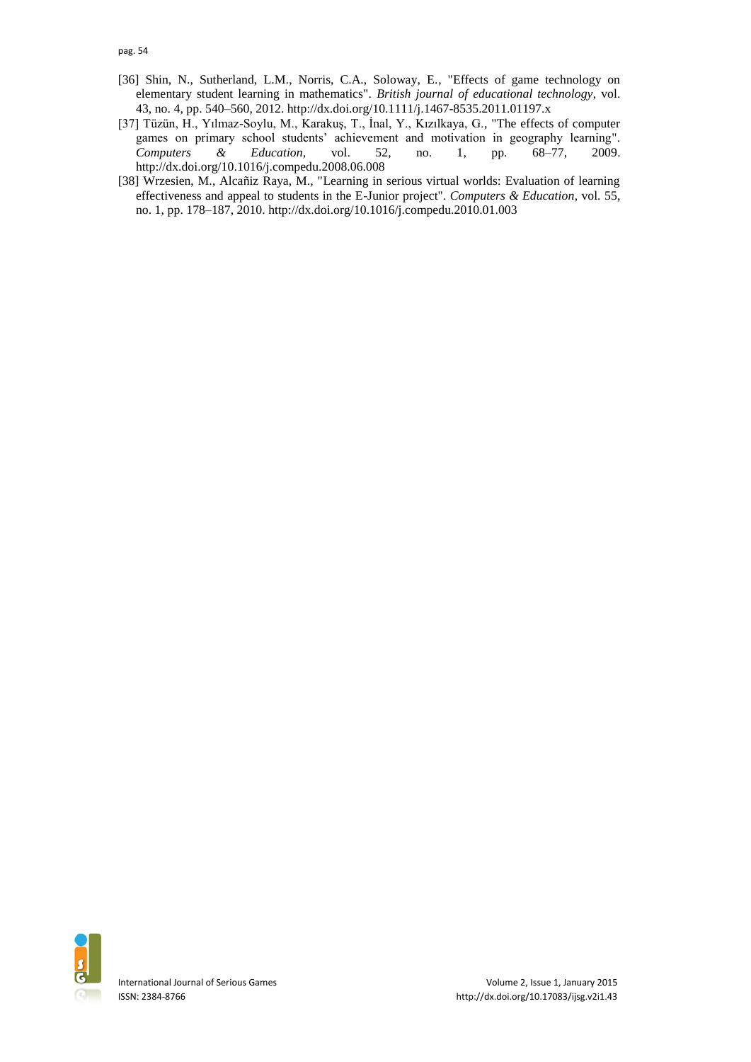[36] Shin, N., Sutherland, L.M., Norris, C.A., Soloway, E., "Effects of game technology on elementary student learning in mathematics". *British journal of educational technology*, vol. 43, no. 4, pp. 540–560, 2012. http://dx.doi.org/10.1111/j.1467-8535.2011.01197.x

[37] Tüzün, H., Yılmaz-Soylu, M., Karakuş, T., İnal, Y., Kızılkaya, G., "The effects of computer games on primary school students' achievement and motivation in geography learning". *Computers & Education,* vol. 52, no. 1, pp. 68–77, 2009. http://dx.doi.org/10.1016/j.compedu.2008.06.008

[38] Wrzesien, M., Alcañiz Raya, M., "Learning in serious virtual worlds: Evaluation of learning effectiveness and appeal to students in the E-Junior project". *Computers & Education,* vol. 55, no. 1, pp. 178–187, 2010. http://dx.doi.org/10.1016/j.compedu.2010.01.003